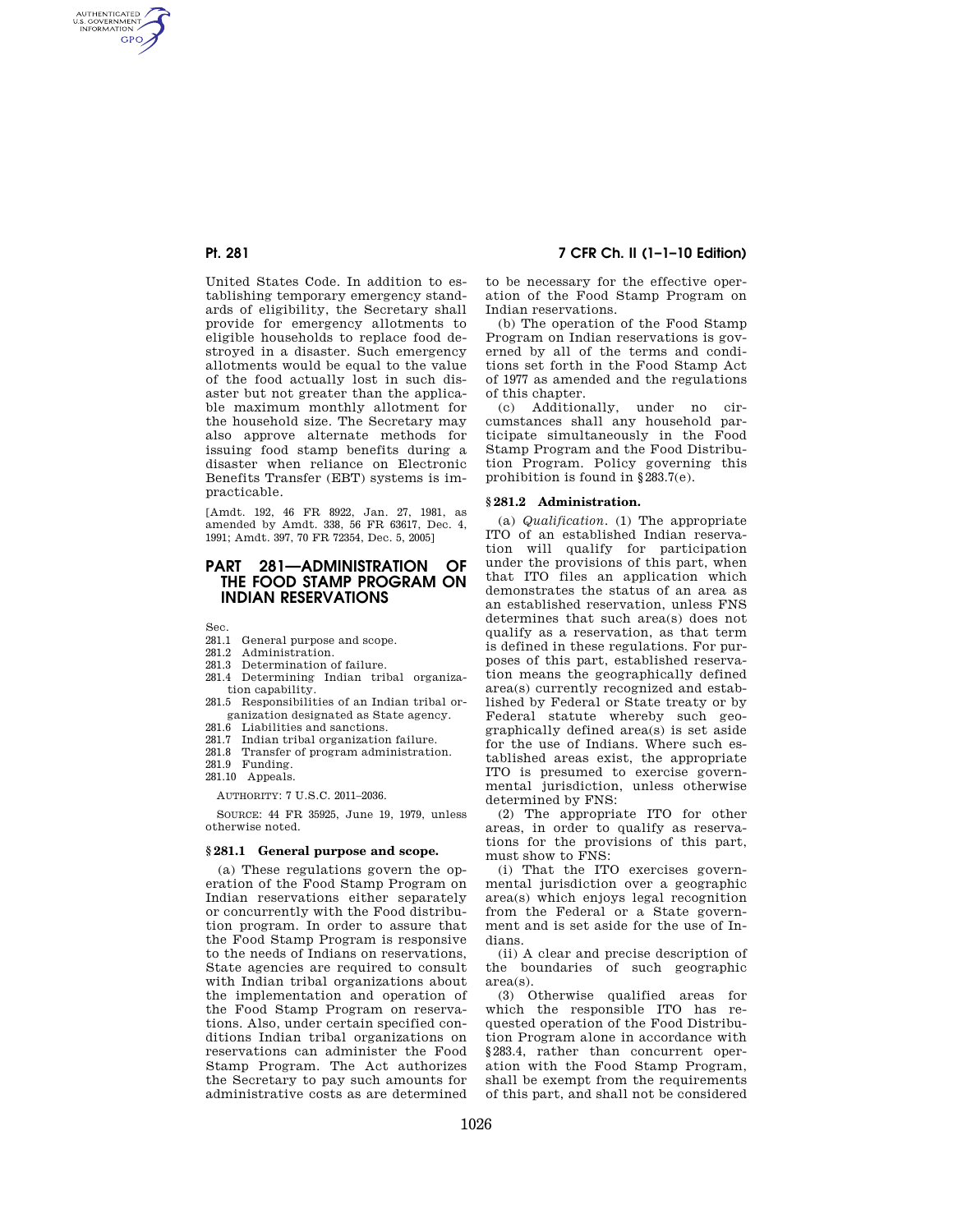United States Code. In addition to establishing temporary emergency standards of eligibility, the Secretary shall provide for emergency allotments to eligible households to replace food destroyed in a disaster. Such emergency allotments would be equal to the value of the food actually lost in such disaster but not greater than the applicable maximum monthly allotment for the household size. The Secretary may also approve alternate methods for issuing food stamp benefits during a disaster when reliance on Electronic Benefits Transfer (EBT) systems is impracticable.

[Amdt. 192, 46 FR 8922, Jan. 27, 1981, as amended by Amdt. 338, 56 FR 63617, Dec. 4, 1991; Amdt. 397, 70 FR 72354, Dec. 5, 2005]

## PART 281—ADMINISTRATION OF THE FOOD STAMP PROGRAM ON INDIAN RESERVATIONS

Sec.
281.1 General purpose and scope.
281.2 Administration.
281.3 Determination of failure.
281.4 Determining Indian tribal organization capability.
281.5 Responsibilities of an Indian tribal organization designated as State agency.
281.6 Liabilities and sanctions.
281.7 Indian tribal organization failure.
281.8 Transfer of program administration.
281.9 Funding.
281.10 Appeals.

AUTHORITY: 7 U.S.C. 2011–2036.

SOURCE: 44 FR 35925, June 19, 1979, unless otherwise noted.

### § 281.1 General purpose and scope.

(a) These regulations govern the operation of the Food Stamp Program on Indian reservations either separately or concurrently with the Food distribution program. In order to assure that the Food Stamp Program is responsive to the needs of Indians on reservations, State agencies are required to consult with Indian tribal organizations about the implementation and operation of the Food Stamp Program on reservations. Also, under certain specified conditions Indian tribal organizations on reservations can administer the Food Stamp Program. The Act authorizes the Secretary to pay such amounts for administrative costs as are determined to be necessary for the effective operation of the Food Stamp Program on Indian reservations.

(b) The operation of the Food Stamp Program on Indian reservations is governed by all of the terms and conditions set forth in the Food Stamp Act of 1977 as amended and the regulations of this chapter.

(c) Additionally, under no circumstances shall any household participate simultaneously in the Food Stamp Program and the Food Distribution Program. Policy governing this prohibition is found in §283.7(e).

### § 281.2 Administration.

(a) *Qualification.* (1) The appropriate ITO of an established Indian reservation will qualify for participation under the provisions of this part, when that ITO files an application which demonstrates the status of an area as an established reservation, unless FNS determines that such area(s) does not qualify as a reservation, as that term is defined in these regulations. For purposes of this part, established reservation means the geographically defined area(s) currently recognized and established by Federal or State treaty or by Federal statute whereby such geographically defined area(s) is set aside for the use of Indians. Where such established areas exist, the appropriate ITO is presumed to exercise governmental jurisdiction, unless otherwise determined by FNS:

(2) The appropriate ITO for other areas, in order to qualify as reservations for the provisions of this part, must show to FNS:

(i) That the ITO exercises governmental jurisdiction over a geographic area(s) which enjoys legal recognition from the Federal or a State government and is set aside for the use of Indians.

(ii) A clear and precise description of the boundaries of such geographic area(s).

(3) Otherwise qualified areas for which the responsible ITO has requested operation of the Food Distribution Program alone in accordance with §283.4, rather than concurrent operation with the Food Stamp Program, shall be exempt from the requirements of this part, and shall not be considered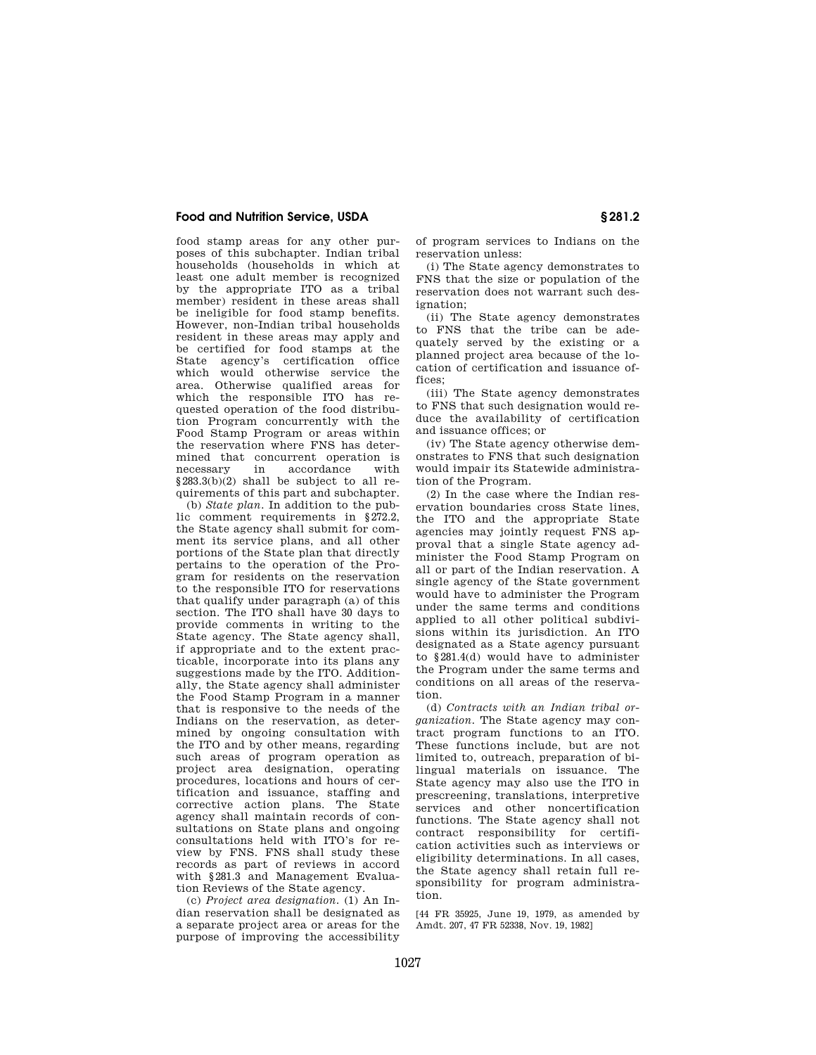food stamp areas for any other purposes of this subchapter. Indian tribal households (households in which at least one adult member is recognized by the appropriate ITO as a tribal member) resident in these areas shall be ineligible for food stamp benefits. However, non-Indian tribal households resident in these areas may apply and be certified for food stamps at the State agency's certification office which would otherwise service the area. Otherwise qualified areas for which the responsible ITO has requested operation of the food distribution Program concurrently with the Food Stamp Program or areas within the reservation where FNS has determined that concurrent operation is necessary in accordance with §283.3(b)(2) shall be subject to all requirements of this part and subchapter.

(b) *State plan.* In addition to the public comment requirements in §272.2, the State agency shall submit for comment its service plans, and all other portions of the State plan that directly pertains to the operation of the Program for residents on the reservation to the responsible ITO for reservations that qualify under paragraph (a) of this section. The ITO shall have 30 days to provide comments in writing to the State agency. The State agency shall, if appropriate and to the extent practicable, incorporate into its plans any suggestions made by the ITO. Additionally, the State agency shall administer the Food Stamp Program in a manner that is responsive to the needs of the Indians on the reservation, as determined by ongoing consultation with the ITO and by other means, regarding such areas of program operation as project area designation, operating procedures, locations and hours of certification and issuance, staffing and corrective action plans. The State agency shall maintain records of consultations on State plans and ongoing consultations held with ITO's for review by FNS. FNS shall study these records as part of reviews in accord with §281.3 and Management Evaluation Reviews of the State agency.

(c) *Project area designation.* (1) An Indian reservation shall be designated as a separate project area or areas for the purpose of improving the accessibility of program services to Indians on the reservation unless:

(i) The State agency demonstrates to FNS that the size or population of the reservation does not warrant such designation;

(ii) The State agency demonstrates to FNS that the tribe can be adequately served by the existing or a planned project area because of the location of certification and issuance offices;

(iii) The State agency demonstrates to FNS that such designation would reduce the availability of certification and issuance offices; or

(iv) The State agency otherwise demonstrates to FNS that such designation would impair its Statewide administration of the Program.

(2) In the case where the Indian reservation boundaries cross State lines, the ITO and the appropriate State agencies may jointly request FNS approval that a single State agency administer the Food Stamp Program on all or part of the Indian reservation. A single agency of the State government would have to administer the Program under the same terms and conditions applied to all other political subdivisions within its jurisdiction. An ITO designated as a State agency pursuant to §281.4(d) would have to administer the Program under the same terms and conditions on all areas of the reservation.

(d) *Contracts with an Indian tribal organization.* The State agency may contract program functions to an ITO. These functions include, but are not limited to, outreach, preparation of bilingual materials on issuance. The State agency may also use the ITO in prescreening, translations, interpretive services and other noncertification functions. The State agency shall not contract responsibility for certification activities such as interviews or eligibility determinations. In all cases, the State agency shall retain full responsibility for program administration.

[44 FR 35925, June 19, 1979, as amended by Amdt. 207, 47 FR 52338, Nov. 19, 1982]